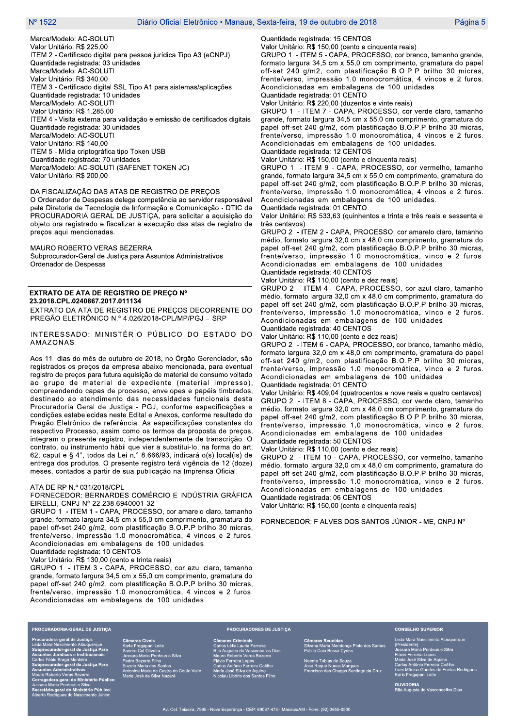Marca/Modelo: AC-SOLUTI
Valor Unitário: R$ 225,00
ITEM 2 - Certificado digital para pessoa jurídica Tipo A3 (eCNPJ)
Quantidade registrada: 03 unidades
Marca/Modelo: AC-SOLUTI
Valor Unitário: R$ 340,00
ITEM 3 - Certificado digital SSL Tipo A1 para sistemas/aplicações
Quantidade registrada: 10 unidades
Marca/Modelo: AC-SOLUTI
Valor Unitário: R$ 1.285,00
ITEM 4 - Visita externa para validação e emissão de certificados digitais
Quantidade registrada: 30 unidades
Marca/Modelo: AC-SOLUTI
Valor Unitário: R$ 140,00
ITEM 5 - Mídia criptográfica tipo Token USB
Quantidade registrada: 70 unidades
Marca/Modelo: AC-SOLUTI (SAFENET TOKEN JC)
Valor Unitário: R$ 200,00

DA FISCALIZAÇÃO DAS ATAS DE REGISTRO DE PREÇOS
O Ordenador de Despesas delega competência ao servidor responsável pela Diretoria de Tecnologia de Informação e Comunicação - DTIC da PROCURADORIA GERAL DE JUSTIÇA, para solicitar a aquisição do objeto ora registrado e fiscalizar a execução das atas de registro de preços aqui mencionadas.

MAURO ROBERTO VERAS BEZERRA
Subprocurador-Geral de Justiça para Assuntos Administrativos
Ordenador de Despesas

---

**EXTRATO DE ATA DE REGISTRO DE PREÇO Nº 23.2018.CPL.0240867.2017.011134**

EXTRATO DA ATA DE REGISTRO DE PREÇOS DECORRENTE DO PREGÃO ELETRÔNICO N.º 4.026/2018-CPL/MP/PGJ – SRP

INTERESSADO: MINISTÉRIO PÚBLICO DO ESTADO DO AMAZONAS.

Aos 11 dias do mês de outubro de 2018, no Órgão Gerenciador, são registrados os preços da empresa abaixo mencionada, para eventual registro de preços para futura aquisição de material de consumo voltado ao grupo de material de expediente (material impresso), compreendendo capas de processo, envelopes e papéis timbrados, destinado ao atendimento das necessidades funcionais desta Procuradoria Geral de Justiça - PGJ, conforme especificações e condições estabelecidas neste Edital e Anexos, conforme resultado do Pregão Eletrônico de referência. As especificações constantes do respectivo Processo, assim como os termos da proposta de preços, integram o presente registro, independentemente de transcrição. O contrato, ou instrumento hábil que vier a substituí-lo, na forma do art. 62, caput e § 4°, todos da Lei n.° 8.666/93, indicará o(s) local(is) de entrega dos produtos. O presente registro terá vigência de 12 (doze) meses, contados a partir de sua publicação na Imprensa Oficial.

ATA DE RP N.º 031/2018/CPL
FORNECEDOR: BERNARDES COMÉRCIO E INDÚSTRIA GRÁFICA EIRELLI, CNPJ Nº 22.238.6940001-32
GRUPO 1 - ITEM 1 - CAPA, PROCESSO, cor amarelo claro, tamanho grande, formato largura 34,5 cm x 55,0 cm comprimento, gramatura do papel off-set 240 g/m2, com plastificação B.O.P.P brilho 30 micras, frente/verso, impressão 1.0 monocromática, 4 vincos e 2 furos. Acondicionadas em embalagens de 100 unidades.
Quantidade registrada: 10 CENTOS
Valor Unitário: R$ 130,00 (cento e trinta reais)
GRUPO 1 - ITEM 3 - CAPA, PROCESSO, cor azul claro, tamanho grande, formato largura 34,5 cm x 55,0 cm comprimento, gramatura do papel off-set 240 g/m2, com plastificação B.O.P.P brilho 30 micras, frente/verso, impressão 1.0 monocromática, 4 vincos e 2 furos. Acondicionadas em embalagens de 100 unidades.
Quantidade registrada: 15 CENTOS
Valor Unitário: R$ 150,00 (cento e cinquenta reais)
GRUPO 1 - ITEM 5 - CAPA, PROCESSO, cor branco, tamanho grande, formato largura 34,5 cm x 55,0 cm comprimento, gramatura do papel off-set 240 g/m2, com plastificação B.O.P.P brilho 30 micras, frente/verso, impressão 1.0 monocromática, 4 vincos e 2 furos. Acondicionadas em embalagens de 100 unidades.
Quantidade registrada: 01 CENTO
Valor Unitário: R$ 220,00 (duzentos e vinte reais)
GRUPO 1 - ITEM 7 - CAPA, PROCESSO, cor verde claro, tamanho grande, formato largura 34,5 cm x 55,0 cm comprimento, gramatura do papel off-set 240 g/m2, com plastificação B.O.P.P brilho 30 micras, frente/verso, impressão 1.0 monocromática, 4 vincos e 2 furos. Acondicionadas em embalagens de 100 unidades.
Quantidade registrada: 12 CENTOS
Valor Unitário: R$ 150,00 (cento e cinquenta reais)
GRUPO 1 - ITEM 9 - CAPA, PROCESSO, cor vermelho, tamanho grande, formato largura 34,5 cm x 55,0 cm comprimento, gramatura do papel off-set 240 g/m2, com plastificação B.O.P.P brilho 30 micras, frente/verso, impressão 1.0 monocromática, 4 vincos e 2 furos. Acondicionadas em embalagens de 100 unidades.
Quantidade registrada: 01 CENTO
Valor Unitário: R$ 533,63 (quinhentos e trinta e três reais e sessenta e três centavos)
GRUPO 2 - ITEM 2 - CAPA, PROCESSO, cor amarelo claro, tamanho médio, formato largura 32,0 cm x 48,0 cm comprimento, gramatura do papel off-set 240 g/m2, com plastificação B.O.P.P brilho 30 micras, frente/verso, impressão 1.0 monocromática, vinco e 2 furos. Acondicionadas em embalagens de 100 unidades.
Quantidade registrada: 40 CENTOS
Valor Unitário: R$ 110,00 (cento e dez reais)
GRUPO 2 - ITEM 4 - CAPA, PROCESSO, cor azul claro, tamanho médio, formato largura 32,0 cm x 48,0 cm comprimento, gramatura do papel off-set 240 g/m2, com plastificação B.O.P.P brilho 30 micras, frente/verso, impressão 1.0 monocromática, vinco e 2 furos. Acondicionadas em embalagens de 100 unidades.
Quantidade registrada: 40 CENTOS
Valor Unitário: R$ 110,00 (cento e dez reais)
GRUPO 2 - ITEM 6 - CAPA, PROCESSO, cor branco, tamanho médio, formato largura 32,0 cm x 48,0 cm comprimento, gramatura do papel off-set 240 g/m2, com plastificação B.O.P.P brilho 30 micras, frente/verso, impressão 1.0 monocromática, vinco e 2 furos. Acondicionadas em embalagens de 100 unidades.
Quantidade registrada: 01 CENTO
Valor Unitário: R$ 409,04 (quatrocentos e nove reais e quatro centavos)
GRUPO 2 - ITEM 8 - CAPA, PROCESSO, cor verde claro, tamanho médio, formato largura 32,0 cm x 48,0 cm comprimento, gramatura do papel off-set 240 g/m2, com plastificação B.O.P.P brilho 30 micras, frente/verso, impressão 1.0 monocromática, vinco e 2 furos. Acondicionadas em embalagens de 100 unidades.
Quantidade registrada: 50 CENTOS
Valor Unitário: R$ 110,00 (cento e dez reais)
GRUPO 2 - ITEM 10 - CAPA, PROCESSO, cor vermelho, tamanho médio, formato largura 32,0 cm x 48,0 cm comprimento, gramatura do papel off-set 240 g/m2, com plastificação B.O.P.P brilho 30 micras, frente/verso, impressão 1.0 monocromática, vinco e 2 furos. Acondicionadas em embalagens de 100 unidades.
Quantidade registrada: 06 CENTOS
Valor Unitário: R$ 150,00 (cento e cinquenta reais)

FORNECEDOR: F ALVES DOS SANTOS JÚNIOR - ME, CNPJ Nº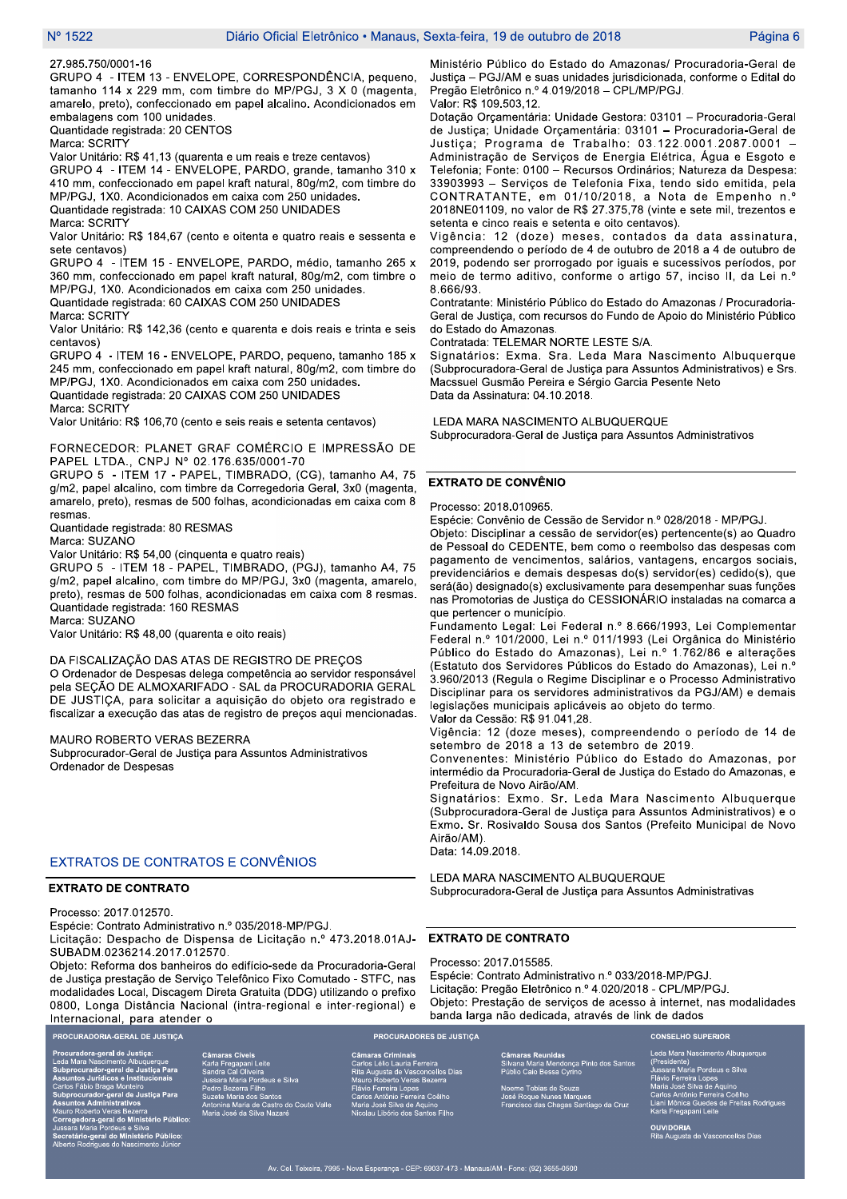27.985.750/0001-16

GRUPO 4 - ITEM 13 - ENVELOPE, CORRESPONDÊNCIA, pequeno, tamanho 114 x 229 mm, com timbre do MP/PGJ, 3 X 0 (magenta, amarelo, preto), confeccionado em papel alcalino. Acondicionados em embalagens com 100 unidades.
Quantidade registrada: 20 CENTOS
Marca: SCRITY
Valor Unitário: R$ 41,13 (quarenta e um reais e treze centavos)

GRUPO 4 - ITEM 14 - ENVELOPE, PARDO, grande, tamanho 310 x 410 mm, confeccionado em papel kraft natural, 80g/m2, com timbre do MP/PGJ, 1X0. Acondicionados em caixa com 250 unidades.
Quantidade registrada: 10 CAIXAS COM 250 UNIDADES
Marca: SCRITY
Valor Unitário: R$ 184,67 (cento e oitenta e quatro reais e sessenta e sete centavos)

GRUPO 4 - ITEM 15 - ENVELOPE, PARDO, médio, tamanho 265 x 360 mm, confeccionado em papel kraft natural, 80g/m2, com timbre o MP/PGJ, 1X0. Acondicionados em caixa com 250 unidades.
Quantidade registrada: 60 CAIXAS COM 250 UNIDADES
Marca: SCRITY
Valor Unitário: R$ 142,36 (cento e quarenta e dois reais e trinta e seis centavos)

GRUPO 4 - ITEM 16 - ENVELOPE, PARDO, pequeno, tamanho 185 x 245 mm, confeccionado em papel kraft natural, 80g/m2, com timbre do MP/PGJ, 1X0. Acondicionados em caixa com 250 unidades.
Quantidade registrada: 20 CAIXAS COM 250 UNIDADES
Marca: SCRITY
Valor Unitário: R$ 106,70 (cento e seis reais e setenta centavos)

FORNECEDOR: PLANET GRAF COMÉRCIO E IMPRESSÃO DE PAPEL LTDA., CNPJ Nº 02.176.635/0001-70

GRUPO 5 - ITEM 17 - PAPEL, TIMBRADO, (CG), tamanho A4, 75 g/m2, papel alcalino, com timbre da Corregedoria Geral, 3x0 (magenta, amarelo, preto), resmas de 500 folhas, acondicionadas em caixa com 8 resmas.
Quantidade registrada: 80 RESMAS
Marca: SUZANO
Valor Unitário: R$ 54,00 (cinquenta e quatro reais)

GRUPO 5 - ITEM 18 - PAPEL, TIMBRADO, (PGJ), tamanho A4, 75 g/m2, papel alcalino, com timbre do MP/PGJ, 3x0 (magenta, amarelo, preto), resmas de 500 folhas, acondicionadas em caixa com 8 resmas.
Quantidade registrada: 160 RESMAS
Marca: SUZANO
Valor Unitário: R$ 48,00 (quarenta e oito reais)

DA FISCALIZAÇÃO DAS ATAS DE REGISTRO DE PREÇOS

O Ordenador de Despesas delega competência ao servidor responsável pela SEÇÃO DE ALMOXARIFADO - SAL da PROCURADORIA GERAL DE JUSTIÇA, para solicitar a aquisição do objeto ora registrado e fiscalizar a execução das atas de registro de preços aqui mencionadas.

MAURO ROBERTO VERAS BEZERRA
Subprocurador-Geral de Justiça para Assuntos Administrativos
Ordenador de Despesas

## EXTRATOS DE CONTRATOS E CONVÊNIOS

### EXTRATO DE CONTRATO

Processo: 2017.012570.
Espécie: Contrato Administrativo n.º 035/2018-MP/PGJ.
Licitação: Despacho de Dispensa de Licitação n.º 473.2018.01AJ-SUBADM.0236214.2017.012570.
Objeto: Reforma dos banheiros do edifício-sede da Procuradoria-Geral de Justiça prestação de Serviço Telefônico Fixo Comutado - STFC, nas modalidades Local, Discagem Direta Gratuita (DDG) utilizando o prefixo 0800, Longa Distância Nacional (intra-regional e inter-regional) e Internacional, para atender o Ministério Público do Estado do Amazonas/ Procuradoria-Geral de Justiça – PGJ/AM e suas unidades jurisdicionada, conforme o Edital do Pregão Eletrônico n.º 4.019/2018 – CPL/MP/PGJ.
Valor: R$ 109.503,12.
Dotação Orçamentária: Unidade Gestora: 03101 – Procuradoria-Geral de Justiça; Unidade Orçamentária: 03101 – Procuradoria-Geral de Justiça; Programa de Trabalho: 03.122.0001.2087.0001 – Administração de Serviços de Energia Elétrica, Água e Esgoto e Telefonia; Fonte: 0100 – Recursos Ordinários; Natureza da Despesa: 33903993 – Serviços de Telefonia Fixa, tendo sido emitida, pela CONTRATANTE, em 01/10/2018, a Nota de Empenho n.º 2018NE01109, no valor de R$ 27.375,78 (vinte e sete mil, trezentos e setenta e cinco reais e setenta e oito centavos).
Vigência: 12 (doze) meses, contados da data assinatura, compreendendo o período de 4 de outubro de 2018 a 4 de outubro de 2019, podendo ser prorrogado por iguais e sucessivos períodos, por meio de termo aditivo, conforme o artigo 57, inciso II, da Lei n.º 8.666/93.
Contratante: Ministério Público do Estado do Amazonas / Procuradoria-Geral de Justiça, com recursos do Fundo de Apoio do Ministério Público do Estado do Amazonas.
Contratada: TELEMAR NORTE LESTE S/A.
Signatários: Exma. Sra. Leda Mara Nascimento Albuquerque (Subprocuradora-Geral de Justiça para Assuntos Administrativos) e Srs. Macssuel Gusmão Pereira e Sérgio Garcia Pesente Neto
Data da Assinatura: 04.10.2018.

LEDA MARA NASCIMENTO ALBUQUERQUE
Subprocuradora-Geral de Justiça para Assuntos Administrativos

### EXTRATO DE CONVÊNIO

Processo: 2018.010965.
Espécie: Convênio de Cessão de Servidor n.º 028/2018 - MP/PGJ.
Objeto: Disciplinar a cessão de servidor(es) pertencente(s) ao Quadro de Pessoal do CEDENTE, bem como o reembolso das despesas com pagamento de vencimentos, salários, vantagens, encargos sociais, previdenciários e demais despesas do(s) servidor(es) cedido(s), que será(ão) designado(s) exclusivamente para desempenhar suas funções nas Promotorias de Justiça do CESSIONÁRIO instaladas na comarca a que pertencer o município.
Fundamento Legal: Lei Federal n.º 8.666/1993, Lei Complementar Federal n.º 101/2000, Lei n.º 011/1993 (Lei Orgânica do Ministério Público do Estado do Amazonas), Lei n.º 1.762/86 e alterações (Estatuto dos Servidores Públicos do Estado do Amazonas), Lei n.º 3.960/2013 (Regula o Regime Disciplinar e o Processo Administrativo Disciplinar para os servidores administrativos da PGJ/AM) e demais legislações municipais aplicáveis ao objeto do termo.
Valor da Cessão: R$ 91.041,28.
Vigência: 12 (doze meses), compreendendo o período de 14 de setembro de 2018 a 13 de setembro de 2019.
Convenentes: Ministério Público do Estado do Amazonas, por intermédio da Procuradoria-Geral de Justiça do Estado do Amazonas, e Prefeitura de Novo Airão/AM.
Signatários: Exmo. Sr. Leda Mara Nascimento Albuquerque (Subprocuradora-Geral de Justiça para Assuntos Administrativos) e o Exmo. Sr. Rosivaldo Sousa dos Santos (Prefeito Municipal de Novo Airão/AM).
Data: 14.09.2018.

LEDA MARA NASCIMENTO ALBUQUERQUE
Subprocuradora-Geral de Justiça para Assuntos Administrativas

### EXTRATO DE CONTRATO

Processo: 2017.015585.
Espécie: Contrato Administrativo n.º 033/2018-MP/PGJ.
Licitação: Pregão Eletrônico n.º 4.020/2018 - CPL/MP/PGJ.
Objeto: Prestação de serviços de acesso à internet, nas modalidades banda larga não dedicada, através de link de dados